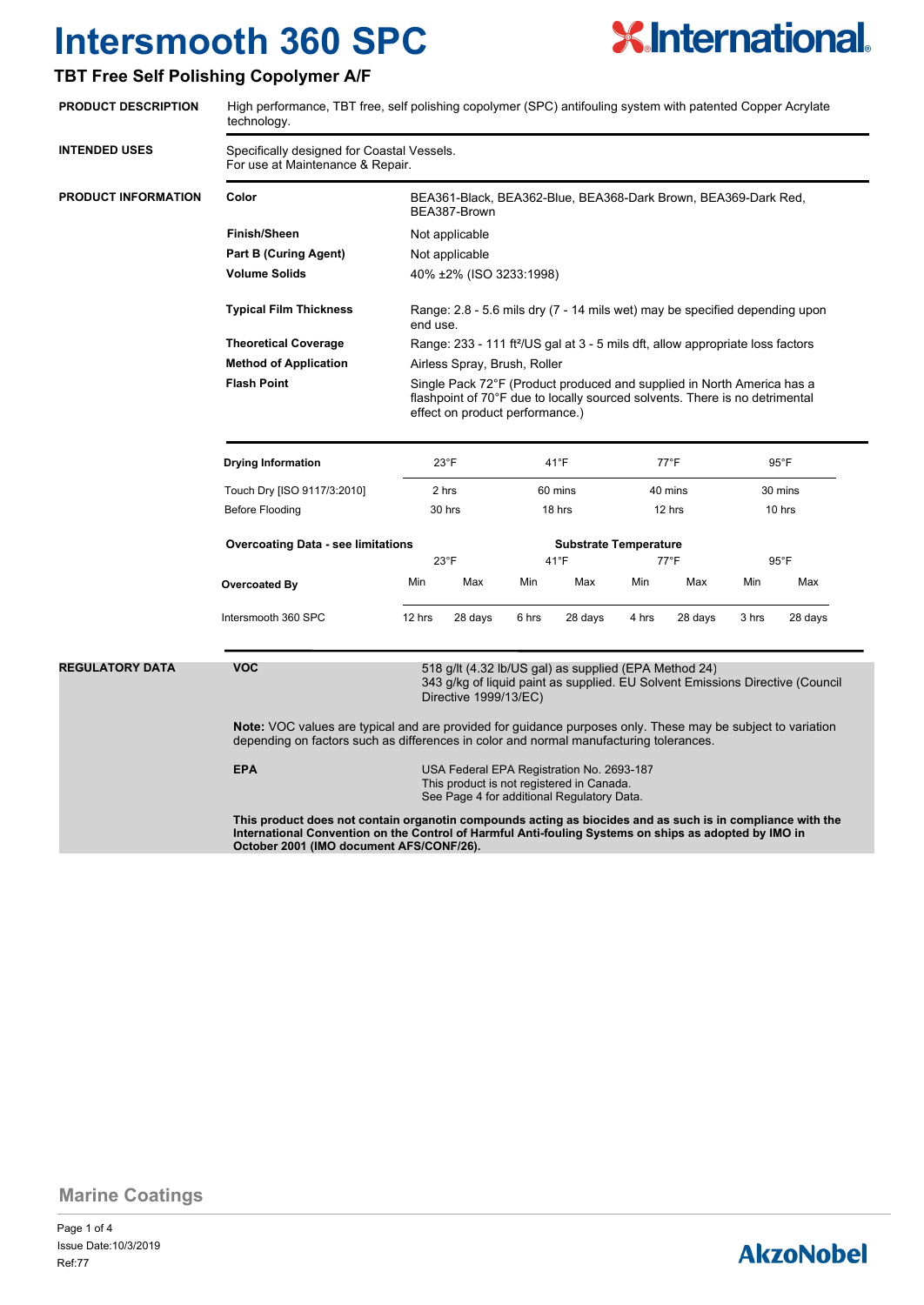# Intersmooth 360 SPC

## TBT Free Self Polishing Copolymer A/F

**PRODUCT DESCRIPTION**

High performance, TBT free, self polishing copolymer (SPC) antifouling system with patented Copper Acrylate technology.

**INTENDED USES**

Specifically designed for Coastal Vessels.
For use at Maintenance & Repair.

**PRODUCT INFORMATION**

| | |
|---|---|
| **Color** | BEA361-Black, BEA362-Blue, BEA368-Dark Brown, BEA369-Dark Red, BEA387-Brown |
| **Finish/Sheen** | Not applicable |
| **Part B (Curing Agent)** | Not applicable |
| **Volume Solids** | 40% ±2% (ISO 3233:1998) |
| **Typical Film Thickness** | Range: 2.8 - 5.6 mils dry (7 - 14 mils wet) may be specified depending upon end use. |
| **Theoretical Coverage** | Range: 233 - 111 ft²/US gal at 3 - 5 mils dft, allow appropriate loss factors |
| **Method of Application** | Airless Spray, Brush, Roller |
| **Flash Point** | Single Pack 72°F (Product produced and supplied in North America has a flashpoint of 70°F due to locally sourced solvents. There is no detrimental effect on product performance.) |

| **Drying Information** | 23°F | 41°F | 77°F | 95°F |
|---|---|---|---|---|
| Touch Dry [ISO 9117/3:2010] | 2 hrs | 60 mins | 40 mins | 30 mins |
| Before Flooding | 30 hrs | 18 hrs | 12 hrs | 10 hrs |

**Overcoating Data - see limitations**

| | Substrate Temperature | | | | | | | |
|---|---|---|---|---|---|---|---|---|
| | 23°F | | 41°F | | 77°F | | 95°F | |
| **Overcoated By** | Min | Max | Min | Max | Min | Max | Min | Max |
| Intersmooth 360 SPC | 12 hrs | 28 days | 6 hrs | 28 days | 4 hrs | 28 days | 3 hrs | 28 days |

**REGULATORY DATA**

**VOC**

518 g/lt (4.32 lb/US gal) as supplied (EPA Method 24)
343 g/kg of liquid paint as supplied. EU Solvent Emissions Directive (Council Directive 1999/13/EC)

**Note:** VOC values are typical and are provided for guidance purposes only. These may be subject to variation depending on factors such as differences in color and normal manufacturing tolerances.

**EPA**

USA Federal EPA Registration No. 2693-187
This product is not registered in Canada.
See Page 4 for additional Regulatory Data.

**This product does not contain organotin compounds acting as biocides and as such is in compliance with the International Convention on the Control of Harmful Anti-fouling Systems on ships as adopted by IMO in October 2001 (IMO document AFS/CONF/26).**

Marine Coatings

Issue Date:10/3/2019
Ref:77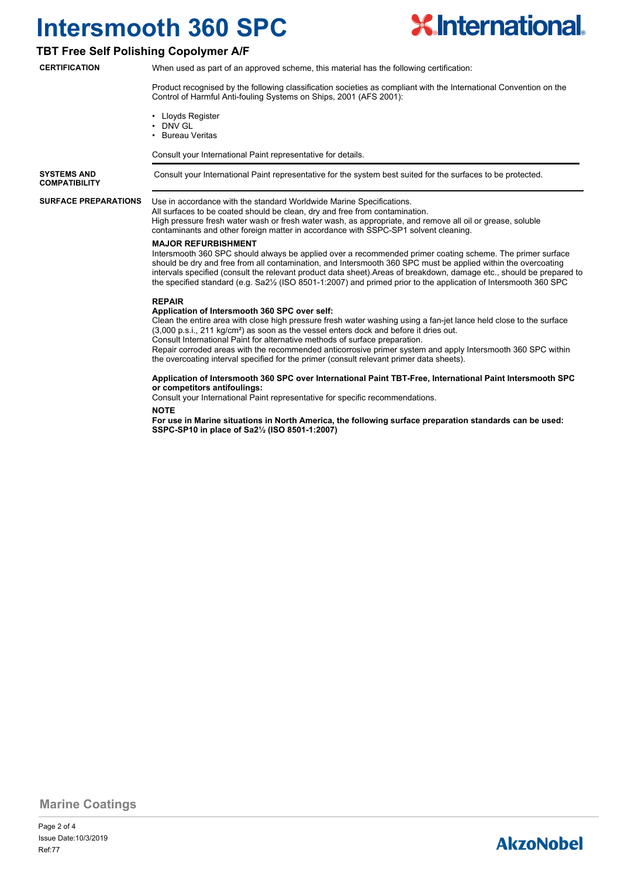# Intersmooth 360 SPC

## TBT Free Self Polishing Copolymer A/F

**CERTIFICATION**

When used as part of an approved scheme, this material has the following certification:

Product recognised by the following classification societies as compliant with the International Convention on the Control of Harmful Anti-fouling Systems on Ships, 2001 (AFS 2001):

- Lloyds Register
- DNV GL
- Bureau Veritas

Consult your International Paint representative for details.

**SYSTEMS AND COMPATIBILITY**

Consult your International Paint representative for the system best suited for the surfaces to be protected.

**SURFACE PREPARATIONS**

Use in accordance with the standard Worldwide Marine Specifications.
All surfaces to be coated should be clean, dry and free from contamination.
High pressure fresh water wash or fresh water wash, as appropriate, and remove all oil or grease, soluble contaminants and other foreign matter in accordance with SSPC-SP1 solvent cleaning.

**MAJOR REFURBISHMENT**

Intersmooth 360 SPC should always be applied over a recommended primer coating scheme. The primer surface should be dry and free from all contamination, and Intersmooth 360 SPC must be applied within the overcoating intervals specified (consult the relevant product data sheet).Areas of breakdown, damage etc., should be prepared to the specified standard (e.g. Sa2½ (ISO 8501-1:2007) and primed prior to the application of Intersmooth 360 SPC

**REPAIR**

**Application of Intersmooth 360 SPC over self:**

Clean the entire area with close high pressure fresh water washing using a fan-jet lance held close to the surface (3,000 p.s.i., 211 kg/cm²) as soon as the vessel enters dock and before it dries out.
Consult International Paint for alternative methods of surface preparation.
Repair corroded areas with the recommended anticorrosive primer system and apply Intersmooth 360 SPC within the overcoating interval specified for the primer (consult relevant primer data sheets).

**Application of Intersmooth 360 SPC over International Paint TBT-Free, International Paint Intersmooth SPC or competitors antifoulings:**

Consult your International Paint representative for specific recommendations.

**NOTE**

**For use in Marine situations in North America, the following surface preparation standards can be used: SSPC-SP10 in place of Sa2½ (ISO 8501-1:2007)**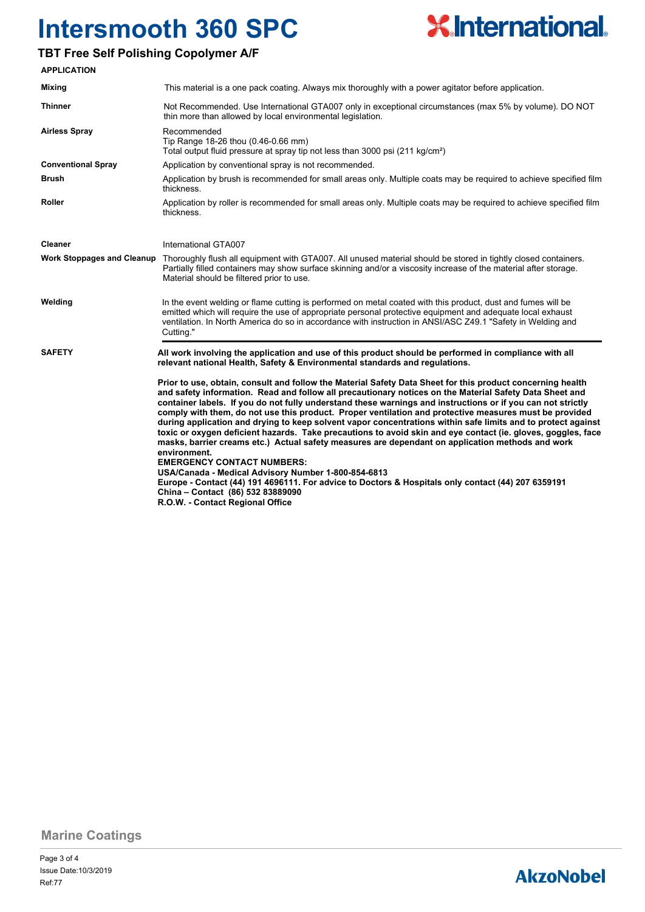# Intersmooth 360 SPC

## TBT Free Self Polishing Copolymer A/F

### APPLICATION

| | |
|---|---|
| **Mixing** | This material is a one pack coating. Always mix thoroughly with a power agitator before application. |
| **Thinner** | Not Recommended. Use International GTA007 only in exceptional circumstances (max 5% by volume). DO NOT thin more than allowed by local environmental legislation. |
| **Airless Spray** | Recommended<br>Tip Range 18-26 thou (0.46-0.66 mm)<br>Total output fluid pressure at spray tip not less than 3000 psi (211 kg/cm²) |
| **Conventional Spray** | Application by conventional spray is not recommended. |
| **Brush** | Application by brush is recommended for small areas only. Multiple coats may be required to achieve specified film thickness. |
| **Roller** | Application by roller is recommended for small areas only. Multiple coats may be required to achieve specified film thickness. |
| **Cleaner** | International GTA007 |
| **Work Stoppages and Cleanup** | Thoroughly flush all equipment with GTA007. All unused material should be stored in tightly closed containers. Partially filled containers may show surface skinning and/or a viscosity increase of the material after storage. Material should be filtered prior to use. |
| **Welding** | In the event welding or flame cutting is performed on metal coated with this product, dust and fumes will be emitted which will require the use of appropriate personal protective equipment and adequate local exhaust ventilation. In North America do so in accordance with instruction in ANSI/ASC Z49.1 "Safety in Welding and Cutting." |

### SAFETY

**All work involving the application and use of this product should be performed in compliance with all relevant national Health, Safety & Environmental standards and regulations.**

**Prior to use, obtain, consult and follow the Material Safety Data Sheet for this product concerning health and safety information. Read and follow all precautionary notices on the Material Safety Data Sheet and container labels. If you do not fully understand these warnings and instructions or if you can not strictly comply with them, do not use this product. Proper ventilation and protective measures must be provided during application and drying to keep solvent vapor concentrations within safe limits and to protect against toxic or oxygen deficient hazards. Take precautions to avoid skin and eye contact (ie. gloves, goggles, face masks, barrier creams etc.) Actual safety measures are dependant on application methods and work environment.**

**EMERGENCY CONTACT NUMBERS:**
**USA/Canada - Medical Advisory Number 1-800-854-6813**
**Europe - Contact (44) 191 4696111. For advice to Doctors & Hospitals only contact (44) 207 6359191**
**China – Contact (86) 532 83889090**
**R.O.W. - Contact Regional Office**

Marine Coatings

Issue Date:10/3/2019
Ref:77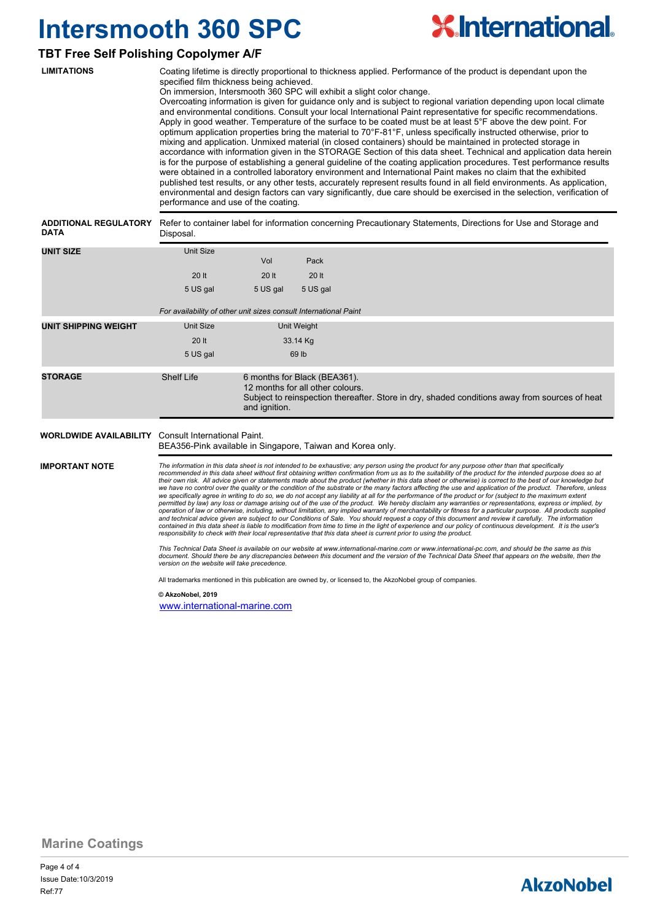# Intersmooth 360 SPC

## TBT Free Self Polishing Copolymer A/F

**LIMITATIONS**

Coating lifetime is directly proportional to thickness applied. Performance of the product is dependant upon the specified film thickness being achieved.
On immersion, Intersmooth 360 SPC will exhibit a slight color change.
Overcoating information is given for guidance only and is subject to regional variation depending upon local climate and environmental conditions. Consult your local International Paint representative for specific recommendations. Apply in good weather. Temperature of the surface to be coated must be at least 5°F above the dew point. For optimum application properties bring the material to 70°F-81°F, unless specifically instructed otherwise, prior to mixing and application. Unmixed material (in closed containers) should be maintained in protected storage in accordance with information given in the STORAGE Section of this data sheet. Technical and application data herein is for the purpose of establishing a general guideline of the coating application procedures. Test performance results were obtained in a controlled laboratory environment and International Paint makes no claim that the exhibited published test results, or any other tests, accurately represent results found in all field environments. As application, environmental and design factors can vary significantly, due care should be exercised in the selection, verification of performance and use of the coating.

**ADDITIONAL REGULATORY DATA**

Refer to container label for information concerning Precautionary Statements, Directions for Use and Storage and Disposal.

**UNIT SIZE**

| Unit Size | Vol | Pack |
|---|---|---|
| 20 lt | 20 lt | 20 lt |
| 5 US gal | 5 US gal | 5 US gal |

*For availability of other unit sizes consult International Paint*

**UNIT SHIPPING WEIGHT**

| Unit Size | Unit Weight |
|---|---|
| 20 lt | 33.14 Kg |
| 5 US gal | 69 lb |

**STORAGE**

| | |
|---|---|
| Shelf Life | 6 months for Black (BEA361). 12 months for all other colours. Subject to reinspection thereafter. Store in dry, shaded conditions away from sources of heat and ignition. |

**WORLDWIDE AVAILABILITY**

Consult International Paint.
BEA356-Pink available in Singapore, Taiwan and Korea only.

**IMPORTANT NOTE**

*The information in this data sheet is not intended to be exhaustive; any person using the product for any purpose other than that specifically recommended in this data sheet without first obtaining written confirmation from us as to the suitability of the product for the intended purpose does so at their own risk. All advice given or statements made about the product (whether in this data sheet or otherwise) is correct to the best of our knowledge but we have no control over the quality or the condition of the substrate or the many factors affecting the use and application of the product. Therefore, unless we specifically agree in writing to do so, we do not accept any liability at all for the performance of the product or for (subject to the maximum extent permitted by law) any loss or damage arising out of the use of the product. We hereby disclaim any warranties or representations, express or implied, by operation of law or otherwise, including, without limitation, any implied warranty of merchantability or fitness for a particular purpose. All products supplied and technical advice given are subject to our Conditions of Sale. You should request a copy of this document and review it carefully. The information contained in this data sheet is liable to modification from time to time in the light of experience and our policy of continuous development. It is the user's responsibility to check with their local representative that this data sheet is current prior to using the product.*

*This Technical Data Sheet is available on our website at www.international-marine.com or www.international-pc.com, and should be the same as this document. Should there be any discrepancies between this document and the version of the Technical Data Sheet that appears on the website, then the version on the website will take precedence.*

All trademarks mentioned in this publication are owned by, or licensed to, the AkzoNobel group of companies.

**© AkzoNobel, 2019**

www.international-marine.com

Marine Coatings

Issue Date:10/3/2019
Ref:77